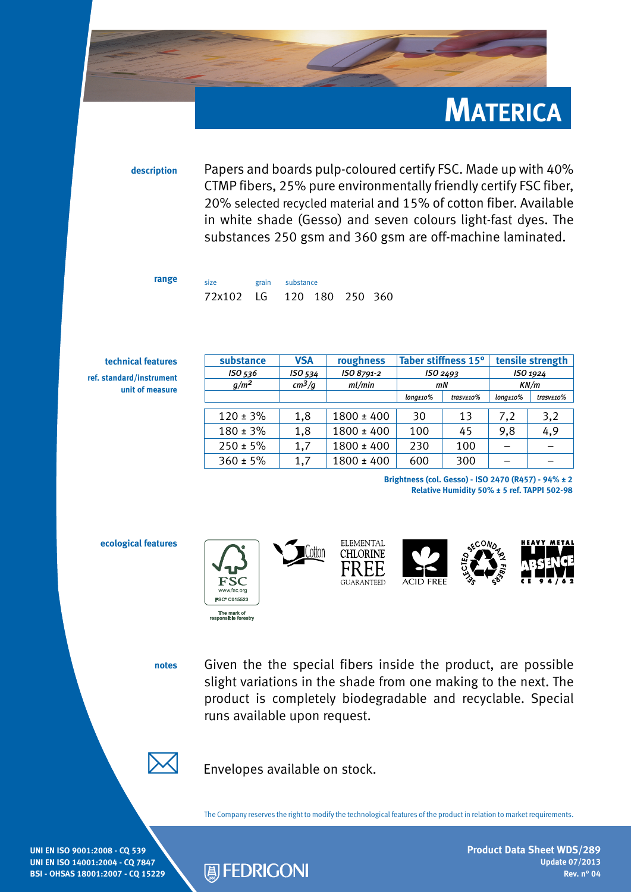# MATERICA

**description**

Papers and boards pulp-coloured certify FSC. Made up with 40% CTMP fibers, 25% pure environmentally friendly certify FSC fiber, 20% selected recycled material and 15% of cotton fiber. Available in white shade (Gesso) and seven colours light-fast dyes. The substances 250 gsm and 360 gsm are off-machine laminated.

**range**

| size | grain | substance |
|---|---|---|
| 72x102 | LG | 120 180 250 360 |

**technical features**

**ref. standard/instrument**

**unit of measure**

| substance | VSA | roughness | Taber stiffness 15° | | tensile strength | |
|---|---|---|---|---|---|---|
| ISO 536 | ISO 534 | ISO 8791-2 | ISO 2493 | | ISO 1924 | |
| $g/m^2$ | $cm^3/g$ | ml/min | mN | | KN/m | |
| | | | long±10% | trasv±10% | long±10% | trasv±10% |
| 120 ± 3% | 1,8 | 1800 ± 400 | 30 | 13 | 7,2 | 3,2 |
| 180 ± 3% | 1,8 | 1800 ± 400 | 100 | 45 | 9,8 | 4,9 |
| 250 ± 5% | 1,7 | 1800 ± 400 | 230 | 100 | – | – |
| 360 ± 5% | 1,7 | 1800 ± 400 | 600 | 300 | – | – |

**Brightness (col. Gesso) - ISO 2470 (R457) - 94% ± 2**
**Relative Humidity 50% ± 5 ref. TAPPI 502-98**

**ecological features**

FSC www.fsc.org FSC® C015523 The mark of responsible forestry — Cotton — ELEMENTAL CHLORINE FREE GUARANTEED — ACID FREE — SELECTED SECONDARY FIBERS — HEAVY METAL ABSENCE CE 94/62

**notes**

Given the the special fibers inside the product, are possible slight variations in the shade from one making to the next. The product is completely biodegradable and recyclable. Special runs available upon request.

Envelopes available on stock.

The Company reserves the right to modify the technological features of the product in relation to market requirements.

UNI EN ISO 9001:2008 - CQ 539
UNI EN ISO 14001:2004 - CQ 7847
BSI - OHSAS 18001:2007 - CQ 15229

FEDRIGONI

**Product Data Sheet WDS/289**
**Update 07/2013**
**Rev. n° 04**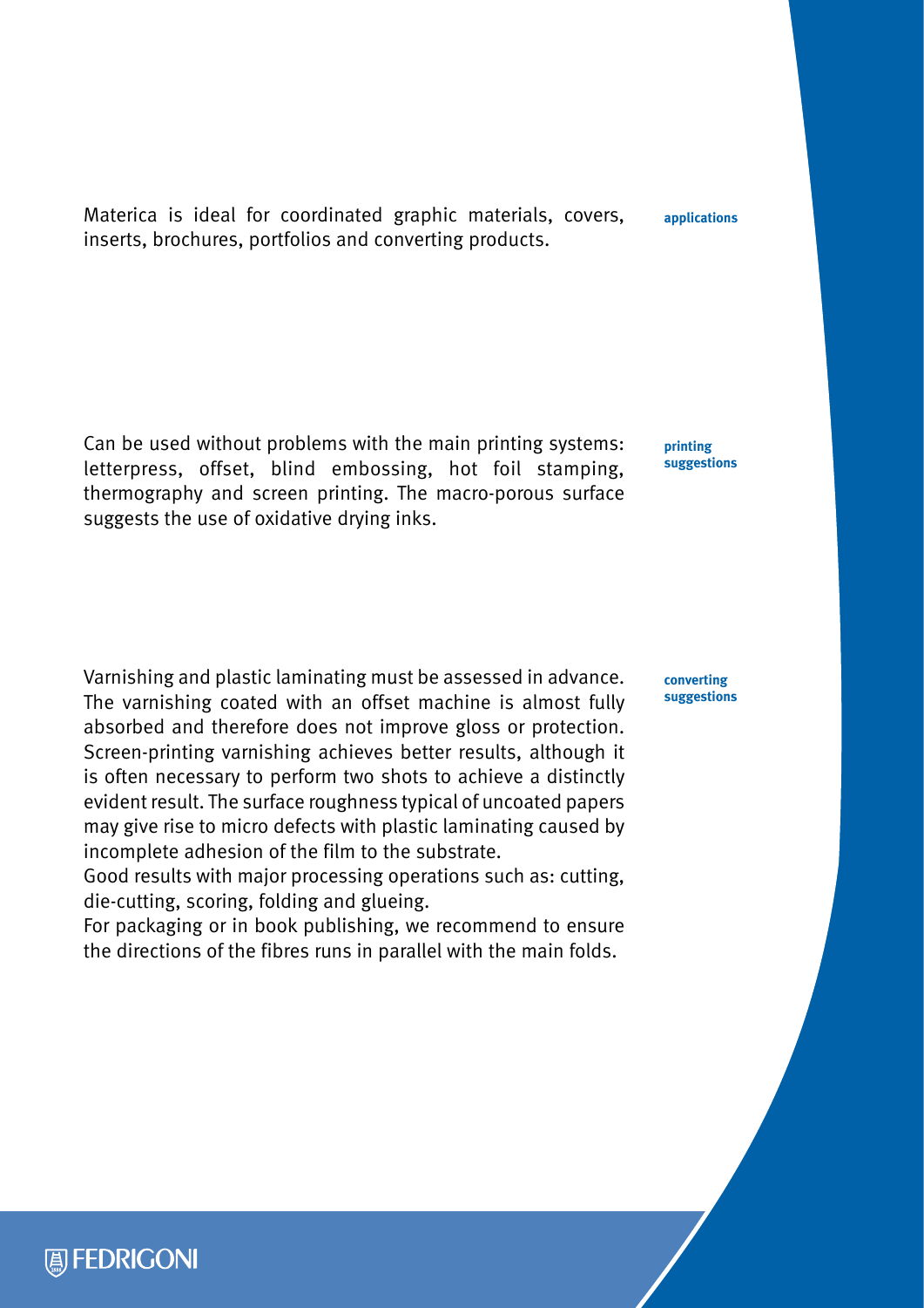**applications**

Materica is ideal for coordinated graphic materials, covers, inserts, brochures, portfolios and converting products.

**printing suggestions**

Can be used without problems with the main printing systems: letterpress, offset, blind embossing, hot foil stamping, thermography and screen printing. The macro-porous surface suggests the use of oxidative drying inks.

**converting suggestions**

Varnishing and plastic laminating must be assessed in advance. The varnishing coated with an offset machine is almost fully absorbed and therefore does not improve gloss or protection. Screen-printing varnishing achieves better results, although it is often necessary to perform two shots to achieve a distinctly evident result. The surface roughness typical of uncoated papers may give rise to micro defects with plastic laminating caused by incomplete adhesion of the film to the substrate.
Good results with major processing operations such as: cutting, die-cutting, scoring, folding and glueing.
For packaging or in book publishing, we recommend to ensure the directions of the fibres runs in parallel with the main folds.

FEDRIGONI